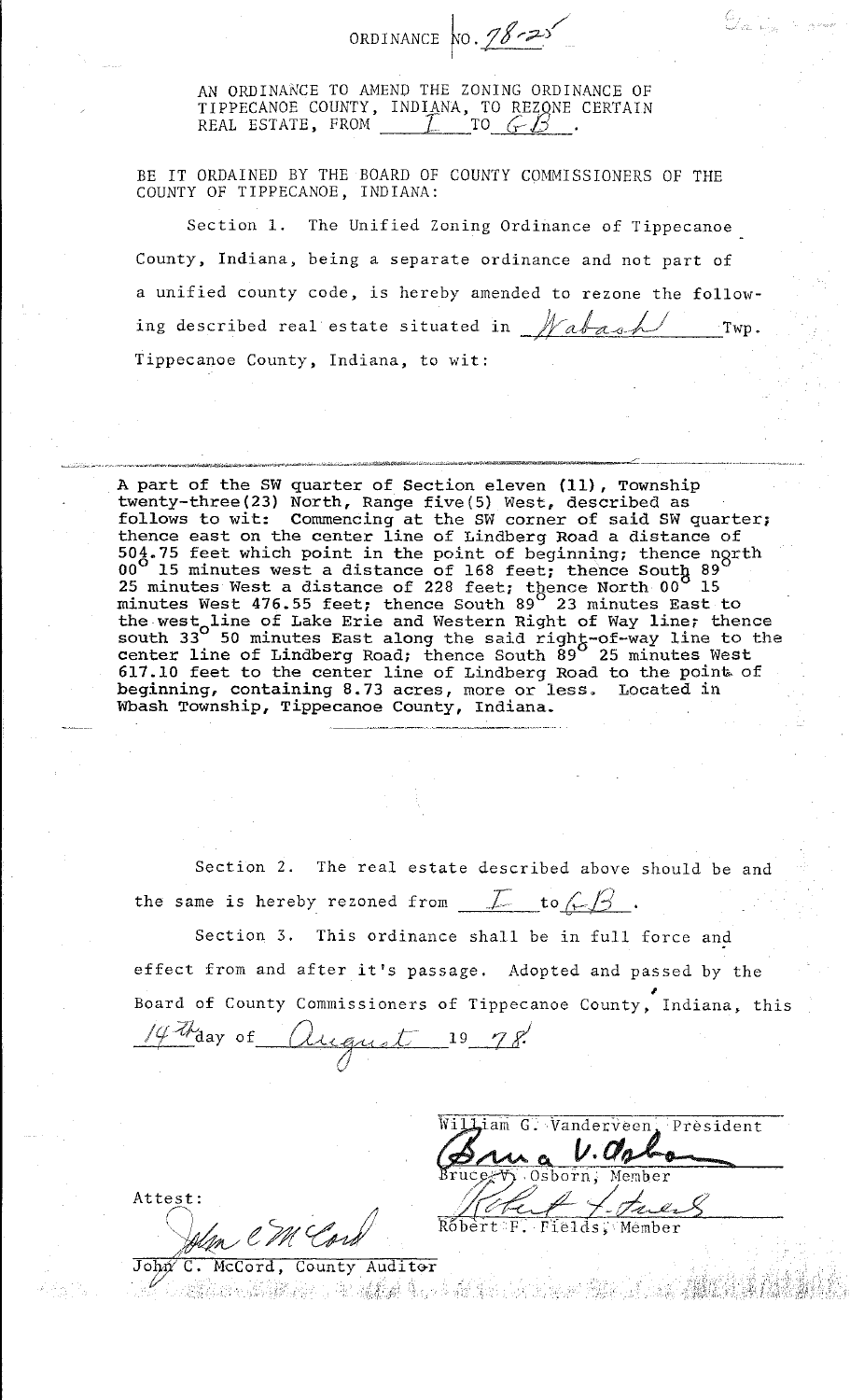ORDINANCE NO. 78-25

AN ORDINANCE TO AMEND THE ZONING ORDINANCE OF TIPPECANOE COUNTY, INDIANA, TO REZONE CERTAIN REAL ESTATE, FROM I TO GB.

BE IT ORDAINED BY THE BOARD OF COUNTY COMMISSIONERS OF THE COUNTY OF TIPPECANOE, INDIANA:

Section 1. The Unified Zoning Ordinance of Tippecanoe County, Indiana, being a separate ordinance and not part of a unified county code, is hereby amended to rezone the following described real estate situated in Wabash Twp. Tippecanoe County, Indiana, to wit:

A part of the SW quarter of Section eleven (11), Township twenty-three(23) North, Range five(5) West, described as follows to wit: Commencing at the SW corner of said SW quarter; thence east on the center line of Lindberg Road a distance of 504.75 feet which point in the point of beginning; thence north 00° 15 minutes west a distance of 168 feet; thence South 89° 25 minutes West a distance of 228 feet; thence North 00° 15 minutes West 476.55 feet; thence South 89° 23 minutes East to the west line of Lake Erie and Western Right of Way line; thence south 33° 50 minutes East along the said right-of-way line to the center line of Lindberg Road; thence South 89° 25 minutes West 617.10 feet to the center line of Lindberg Road to the point of beginning, containing 8.73 acres, more or less. Located in Wbash Township, Tippecanoe County, Indiana.

Section 2. The real estate described above should be and the same is hereby rezoned from I to GB.

Section 3. This ordinance shall be in full force and effect from and after it's passage. Adopted and passed by the Board of County Commissioners of Tippecanoe County, Indiana, this 14th day of August 19 78.

William G. Vanderveen, President

Bruce V. Osborn, Member

Robert F. Fields, Member

Attest:

John C. McCord, County Auditor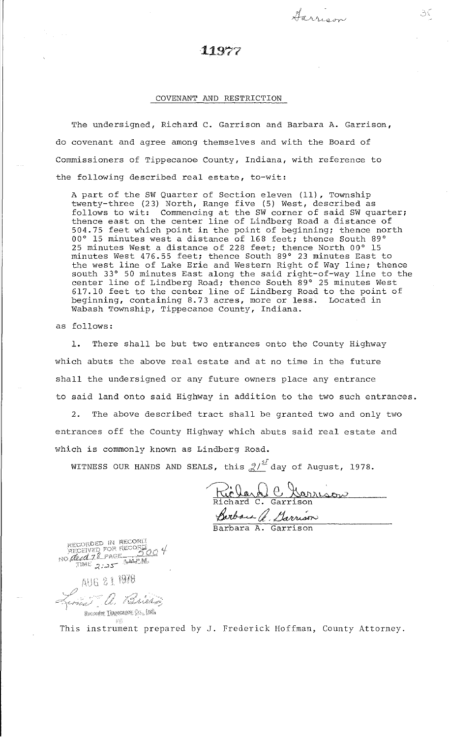Garrison

35

# 11977

## COVENANT AND RESTRICTION

The undersigned, Richard C. Garrison and Barbara A. Garrison, do covenant and agree among themselves and with the Board of Commissioners of Tippecanoe County, Indiana, with reference to the following described real estate, to-wit:

> A part of the SW Quarter of Section eleven (11), Township twenty-three (23) North, Range five (5) West, described as follows to wit: Commencing at the SW corner of said SW quarter; thence east on the center line of Lindberg Road a distance of 504.75 feet which point in the point of beginning; thence north 00° 15 minutes west a distance of 168 feet; thence South 89° 25 minutes West a distance of 228 feet; thence North 00° 15 minutes West 476.55 feet; thence South 89° 23 minutes East to the west line of Lake Erie and Western Right of Way line; thence south 33° 50 minutes East along the said right-of-way line to the center line of Lindberg Road; thence South 89° 25 minutes West 617.10 feet to the center line of Lindberg Road to the point of beginning, containing 8.73 acres, more or less. Located in Wabash Township, Tippecanoe County, Indiana.

as follows:

1. There shall be but two entrances onto the County Highway which abuts the above real estate and at no time in the future shall the undersigned or any future owners place any entrance to said land onto said Highway in addition to the two such entrances.

2. The above described tract shall be granted two and only two entrances off the County Highway which abuts said real estate and which is commonly known as Lindberg Road.

WITNESS OUR HANDS AND SEALS, this 21st day of August, 1978.

Richard C. Garrison
Richard C. Garrison

Barbara A. Garrison
Barbara A. Garrison

RECORDED IN RECORD
RECEIVED FOR RECORD
NO. Deed 78 PAGE 5004
TIME 2:25 P.M.

AUG 21 1978

Recorder Tippecanoe Co., Ind.

This instrument prepared by J. Frederick Hoffman, County Attorney.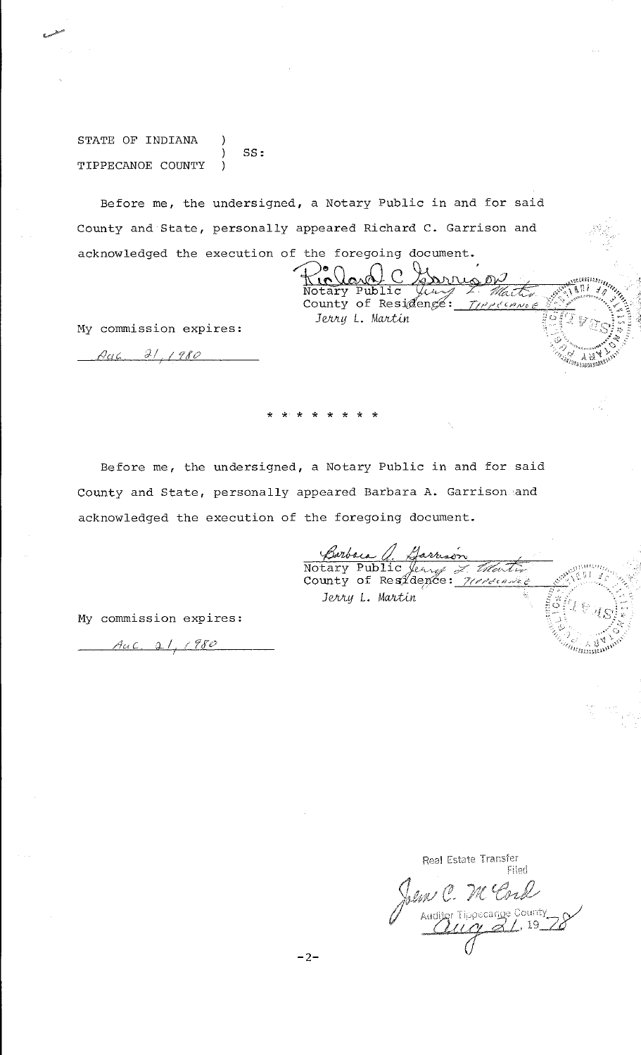STATE OF INDIANA )
) SS:
TIPPECANOE COUNTY )

Before me, the undersigned, a Notary Public in and for said County and State, personally appeared Richard C. Garrison and acknowledged the execution of the foregoing document.

Richard C Garrison

Notary Public Jerry L. Martin
County of Residence: Tippecanoe
Jerry L. Martin

My commission expires:

Aug 21, 1980

\* \* \* \* \* \* \* \*

Before me, the undersigned, a Notary Public in and for said County and State, personally appeared Barbara A. Garrison and acknowledged the execution of the foregoing document.

Barbara A. Garrison

Notary Public Jerry L. Martin
County of Residence: Tippecanoe
Jerry L. Martin

My commission expires:

Aug 21, 1980

Real Estate Transfer
Filed
Jean C. McCord
Auditor Tippecanoe County
Aug 21, 1978